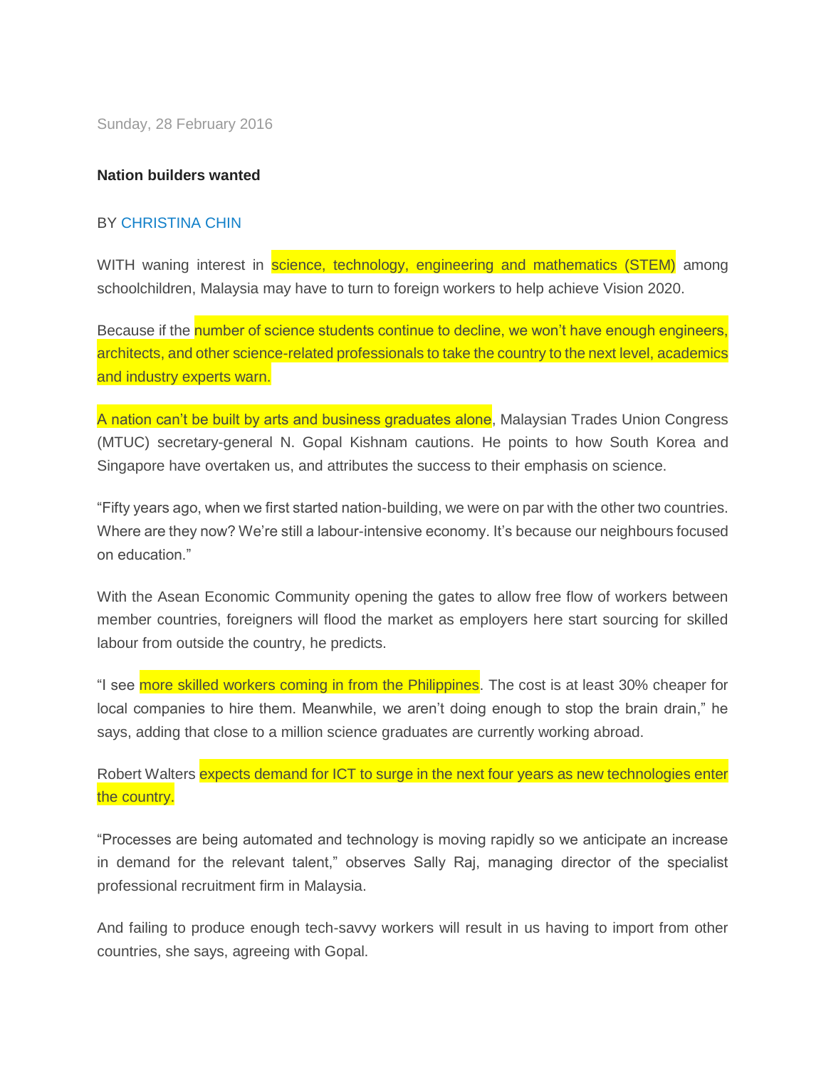Sunday, 28 February 2016

**Nation builders wanted**

BY CHRISTINA CHIN

WITH waning interest in science, technology, engineering and mathematics (STEM) among schoolchildren, Malaysia may have to turn to foreign workers to help achieve Vision 2020.

Because if the number of science students continue to decline, we won't have enough engineers, architects, and other science-related professionals to take the country to the next level, academics and industry experts warn.

A nation can't be built by arts and business graduates alone, Malaysian Trades Union Congress (MTUC) secretary-general N. Gopal Kishnam cautions. He points to how South Korea and Singapore have overtaken us, and attributes the success to their emphasis on science.

"Fifty years ago, when we first started nation-building, we were on par with the other two countries. Where are they now? We're still a labour-intensive economy. It's because our neighbours focused on education."

With the Asean Economic Community opening the gates to allow free flow of workers between member countries, foreigners will flood the market as employers here start sourcing for skilled labour from outside the country, he predicts.

"I see more skilled workers coming in from the Philippines. The cost is at least 30% cheaper for local companies to hire them. Meanwhile, we aren't doing enough to stop the brain drain," he says, adding that close to a million science graduates are currently working abroad.

Robert Walters expects demand for ICT to surge in the next four years as new technologies enter the country.

"Processes are being automated and technology is moving rapidly so we anticipate an increase in demand for the relevant talent," observes Sally Raj, managing director of the specialist professional recruitment firm in Malaysia.

And failing to produce enough tech-savvy workers will result in us having to import from other countries, she says, agreeing with Gopal.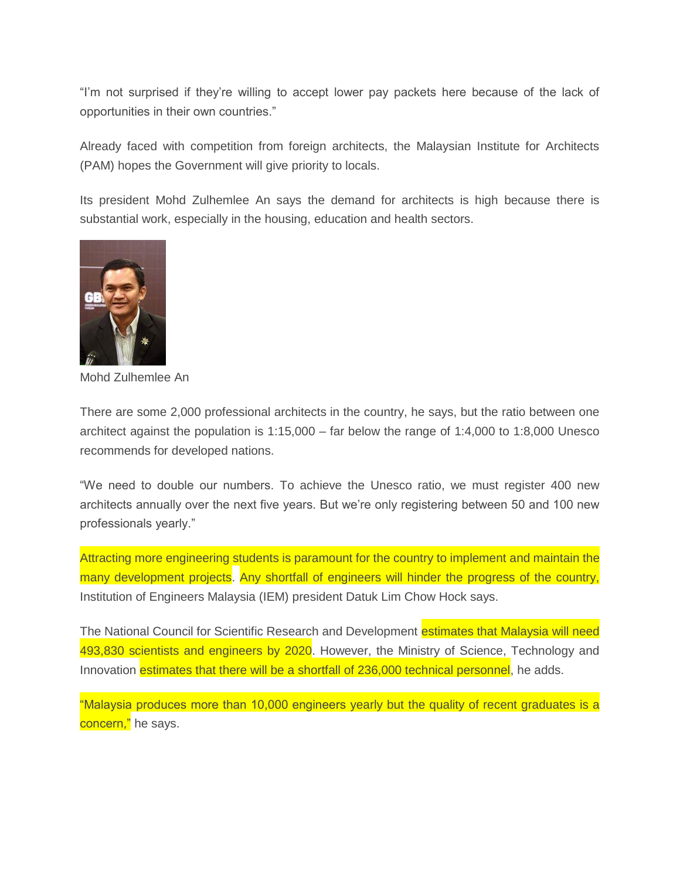"I'm not surprised if they're willing to accept lower pay packets here because of the lack of opportunities in their own countries."

Already faced with competition from foreign architects, the Malaysian Institute for Architects (PAM) hopes the Government will give priority to locals.

Its president Mohd Zulhemlee An says the demand for architects is high because there is substantial work, especially in the housing, education and health sectors.

Mohd Zulhemlee An

There are some 2,000 professional architects in the country, he says, but the ratio between one architect against the population is 1:15,000 – far below the range of 1:4,000 to 1:8,000 Unesco recommends for developed nations.

"We need to double our numbers. To achieve the Unesco ratio, we must register 400 new architects annually over the next five years. But we're only registering between 50 and 100 new professionals yearly."

Attracting more engineering students is paramount for the country to implement and maintain the many development projects. Any shortfall of engineers will hinder the progress of the country, Institution of Engineers Malaysia (IEM) president Datuk Lim Chow Hock says.

The National Council for Scientific Research and Development estimates that Malaysia will need 493,830 scientists and engineers by 2020. However, the Ministry of Science, Technology and Innovation estimates that there will be a shortfall of 236,000 technical personnel, he adds.

"Malaysia produces more than 10,000 engineers yearly but the quality of recent graduates is a concern," he says.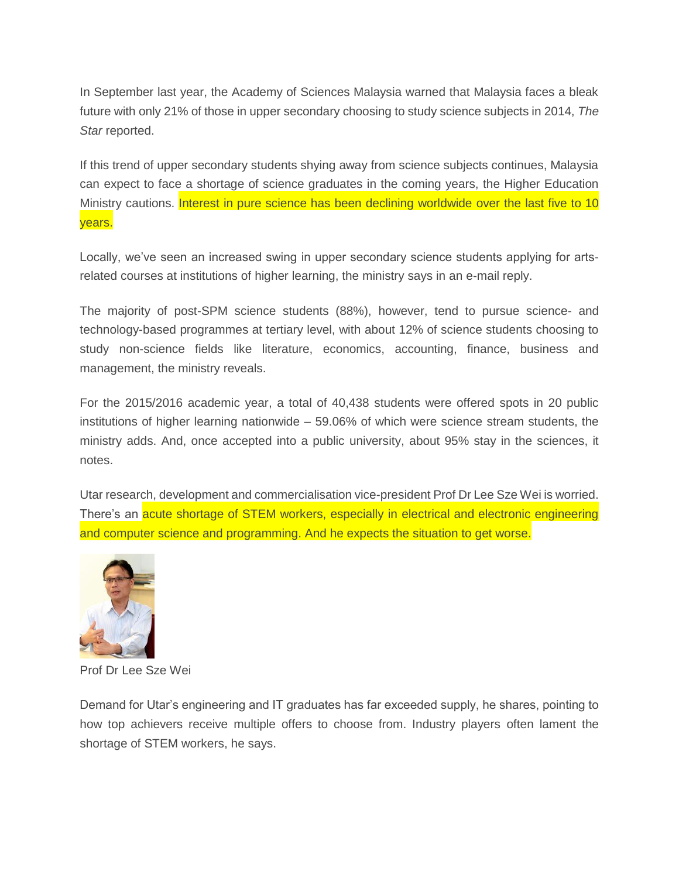In September last year, the Academy of Sciences Malaysia warned that Malaysia faces a bleak future with only 21% of those in upper secondary choosing to study science subjects in 2014, *The Star* reported.

If this trend of upper secondary students shying away from science subjects continues, Malaysia can expect to face a shortage of science graduates in the coming years, the Higher Education Ministry cautions. Interest in pure science has been declining worldwide over the last five to 10 years.

Locally, we've seen an increased swing in upper secondary science students applying for arts-related courses at institutions of higher learning, the ministry says in an e-mail reply.

The majority of post-SPM science students (88%), however, tend to pursue science- and technology-based programmes at tertiary level, with about 12% of science students choosing to study non-science fields like literature, economics, accounting, finance, business and management, the ministry reveals.

For the 2015/2016 academic year, a total of 40,438 students were offered spots in 20 public institutions of higher learning nationwide – 59.06% of which were science stream students, the ministry adds. And, once accepted into a public university, about 95% stay in the sciences, it notes.

Utar research, development and commercialisation vice-president Prof Dr Lee Sze Wei is worried. There's an acute shortage of STEM workers, especially in electrical and electronic engineering and computer science and programming. And he expects the situation to get worse.

Prof Dr Lee Sze Wei

Demand for Utar's engineering and IT graduates has far exceeded supply, he shares, pointing to how top achievers receive multiple offers to choose from. Industry players often lament the shortage of STEM workers, he says.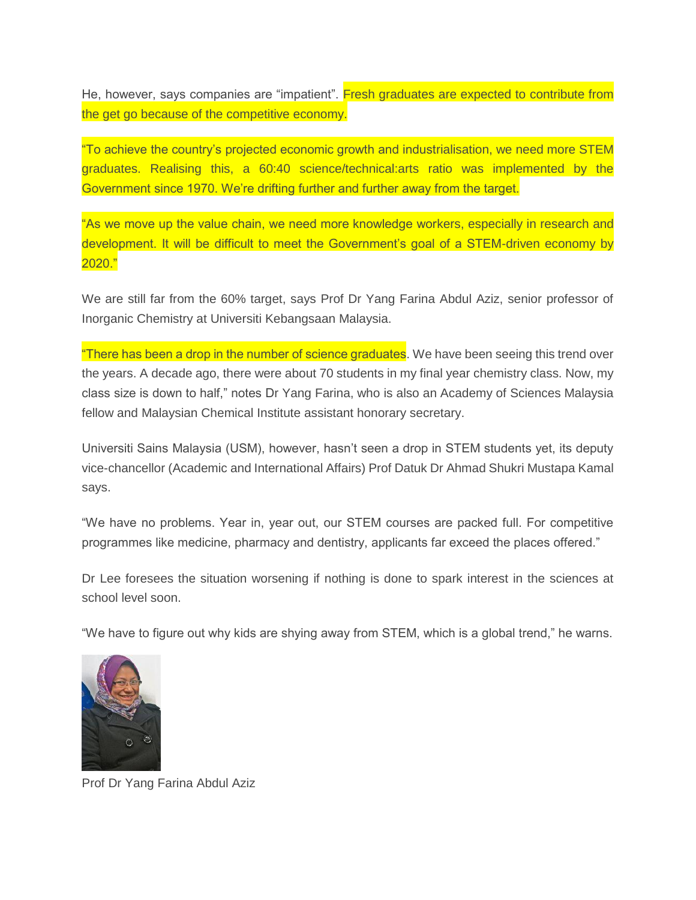He, however, says companies are “impatient”. Fresh graduates are expected to contribute from the get go because of the competitive economy.

“To achieve the country’s projected economic growth and industrialisation, we need more STEM graduates. Realising this, a 60:40 science/technical:arts ratio was implemented by the Government since 1970. We’re drifting further and further away from the target.

“As we move up the value chain, we need more knowledge workers, especially in research and development. It will be difficult to meet the Government’s goal of a STEM-driven economy by 2020.”

We are still far from the 60% target, says Prof Dr Yang Farina Abdul Aziz, senior professor of Inorganic Chemistry at Universiti Kebangsaan Malaysia.

“There has been a drop in the number of science graduates. We have been seeing this trend over the years. A decade ago, there were about 70 students in my final year chemistry class. Now, my class size is down to half,” notes Dr Yang Farina, who is also an Academy of Sciences Malaysia fellow and Malaysian Chemical Institute assistant honorary secretary.

Universiti Sains Malaysia (USM), however, hasn’t seen a drop in STEM students yet, its deputy vice-chancellor (Academic and International Affairs) Prof Datuk Dr Ahmad Shukri Mustapa Kamal says.

“We have no problems. Year in, year out, our STEM courses are packed full. For competitive programmes like medicine, pharmacy and dentistry, applicants far exceed the places offered.”

Dr Lee foresees the situation worsening if nothing is done to spark interest in the sciences at school level soon.

“We have to figure out why kids are shying away from STEM, which is a global trend,” he warns.

Prof Dr Yang Farina Abdul Aziz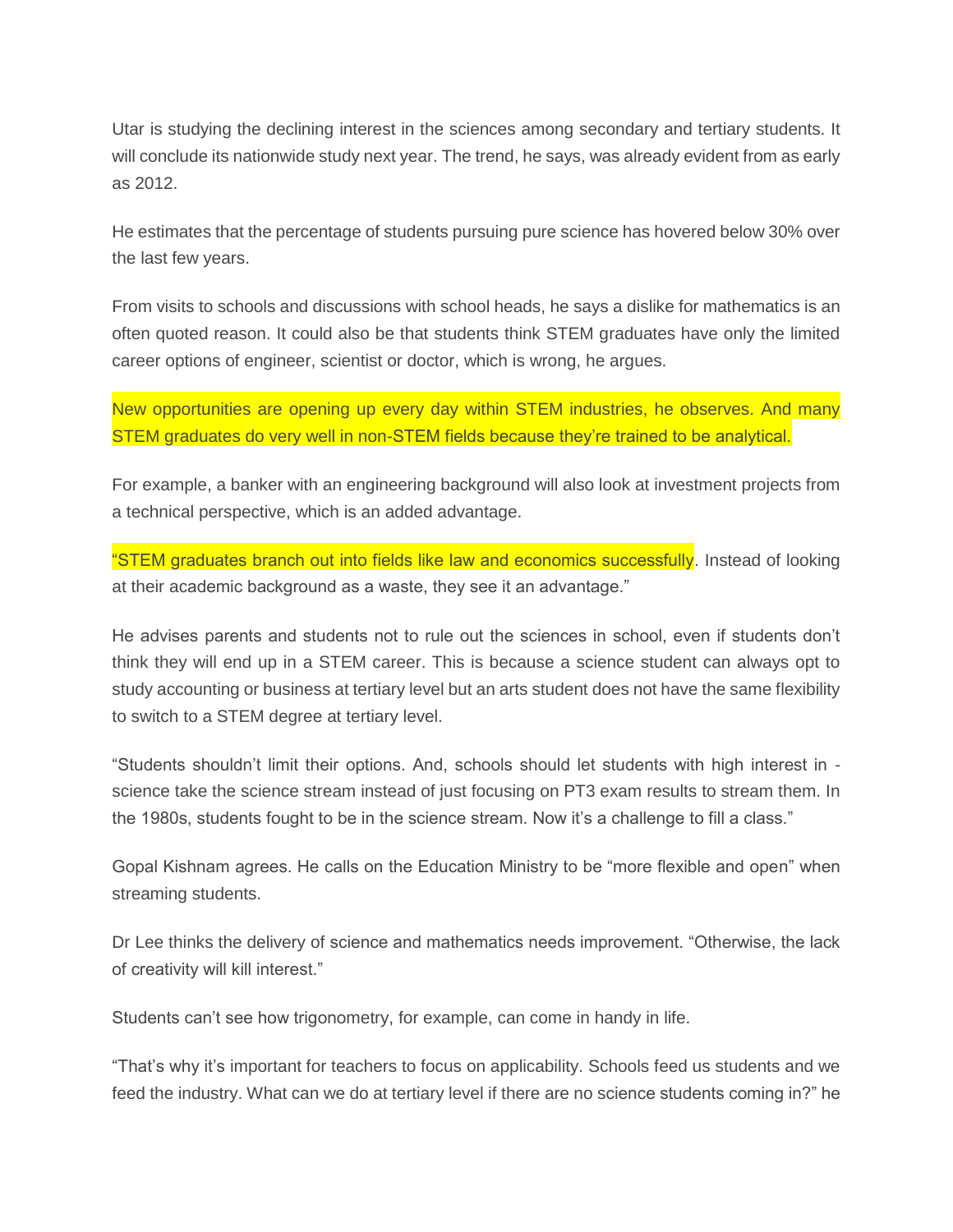Utar is studying the declining interest in the sciences among secondary and tertiary students. It will conclude its nationwide study next year. The trend, he says, was already evident from as early as 2012.

He estimates that the percentage of students pursuing pure science has hovered below 30% over the last few years.

From visits to schools and discussions with school heads, he says a dislike for mathematics is an often quoted reason. It could also be that students think STEM graduates have only the limited career options of engineer, scientist or doctor, which is wrong, he argues.

New opportunities are opening up every day within STEM industries, he observes. And many STEM graduates do very well in non-STEM fields because they're trained to be analytical.

For example, a banker with an engineering background will also look at investment projects from a technical perspective, which is an added advantage.

"STEM graduates branch out into fields like law and economics successfully. Instead of looking at their academic background as a waste, they see it an advantage."

He advises parents and students not to rule out the sciences in school, even if students don't think they will end up in a STEM career. This is because a science student can always opt to study accounting or business at tertiary level but an arts student does not have the same flexibility to switch to a STEM degree at tertiary level.

"Students shouldn't limit their options. And, schools should let students with high interest in - science take the science stream instead of just focusing on PT3 exam results to stream them. In the 1980s, students fought to be in the science stream. Now it's a challenge to fill a class."

Gopal Kishnam agrees. He calls on the Education Ministry to be "more flexible and open" when streaming students.

Dr Lee thinks the delivery of science and mathematics needs improvement. "Otherwise, the lack of creativity will kill interest."

Students can't see how trigonometry, for example, can come in handy in life.

"That's why it's important for teachers to focus on applicability. Schools feed us students and we feed the industry. What can we do at tertiary level if there are no science students coming in?" he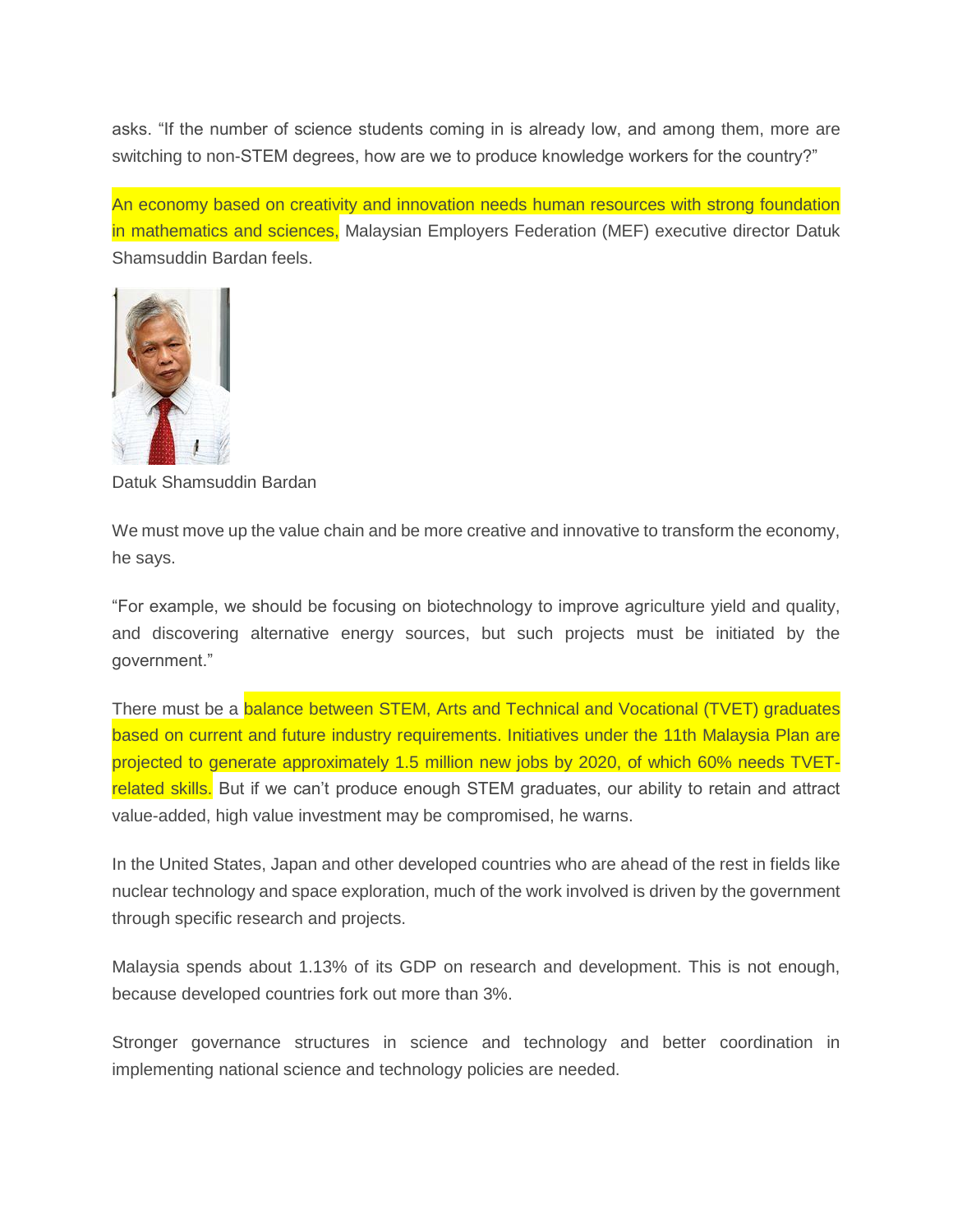asks. "If the number of science students coming in is already low, and among them, more are switching to non-STEM degrees, how are we to produce knowledge workers for the country?"

An economy based on creativity and innovation needs human resources with strong foundation in mathematics and sciences, Malaysian Employers Federation (MEF) executive director Datuk Shamsuddin Bardan feels.

Datuk Shamsuddin Bardan

We must move up the value chain and be more creative and innovative to transform the economy, he says.

"For example, we should be focusing on biotechnology to improve agriculture yield and quality, and discovering alternative energy sources, but such projects must be initiated by the government."

There must be a balance between STEM, Arts and Technical and Vocational (TVET) graduates based on current and future industry requirements. Initiatives under the 11th Malaysia Plan are projected to generate approximately 1.5 million new jobs by 2020, of which 60% needs TVET-related skills. But if we can't produce enough STEM graduates, our ability to retain and attract value-added, high value investment may be compromised, he warns.

In the United States, Japan and other developed countries who are ahead of the rest in fields like nuclear technology and space exploration, much of the work involved is driven by the government through specific research and projects.

Malaysia spends about 1.13% of its GDP on research and development. This is not enough, because developed countries fork out more than 3%.

Stronger governance structures in science and technology and better coordination in implementing national science and technology policies are needed.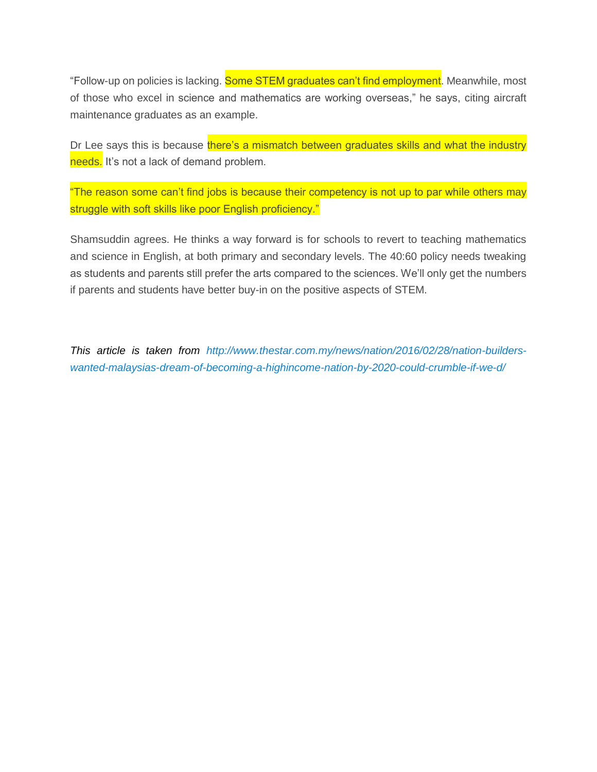"Follow-up on policies is lacking. Some STEM graduates can't find employment. Meanwhile, most of those who excel in science and mathematics are working overseas," he says, citing aircraft maintenance graduates as an example.

Dr Lee says this is because there's a mismatch between graduates skills and what the industry needs. It's not a lack of demand problem.

"The reason some can't find jobs is because their competency is not up to par while others may struggle with soft skills like poor English proficiency."

Shamsuddin agrees. He thinks a way forward is for schools to revert to teaching mathematics and science in English, at both primary and secondary levels. The 40:60 policy needs tweaking as students and parents still prefer the arts compared to the sciences. We'll only get the numbers if parents and students have better buy-in on the positive aspects of STEM.

*This article is taken from http://www.thestar.com.my/news/nation/2016/02/28/nation-builders-wanted-malaysias-dream-of-becoming-a-highincome-nation-by-2020-could-crumble-if-we-d/*